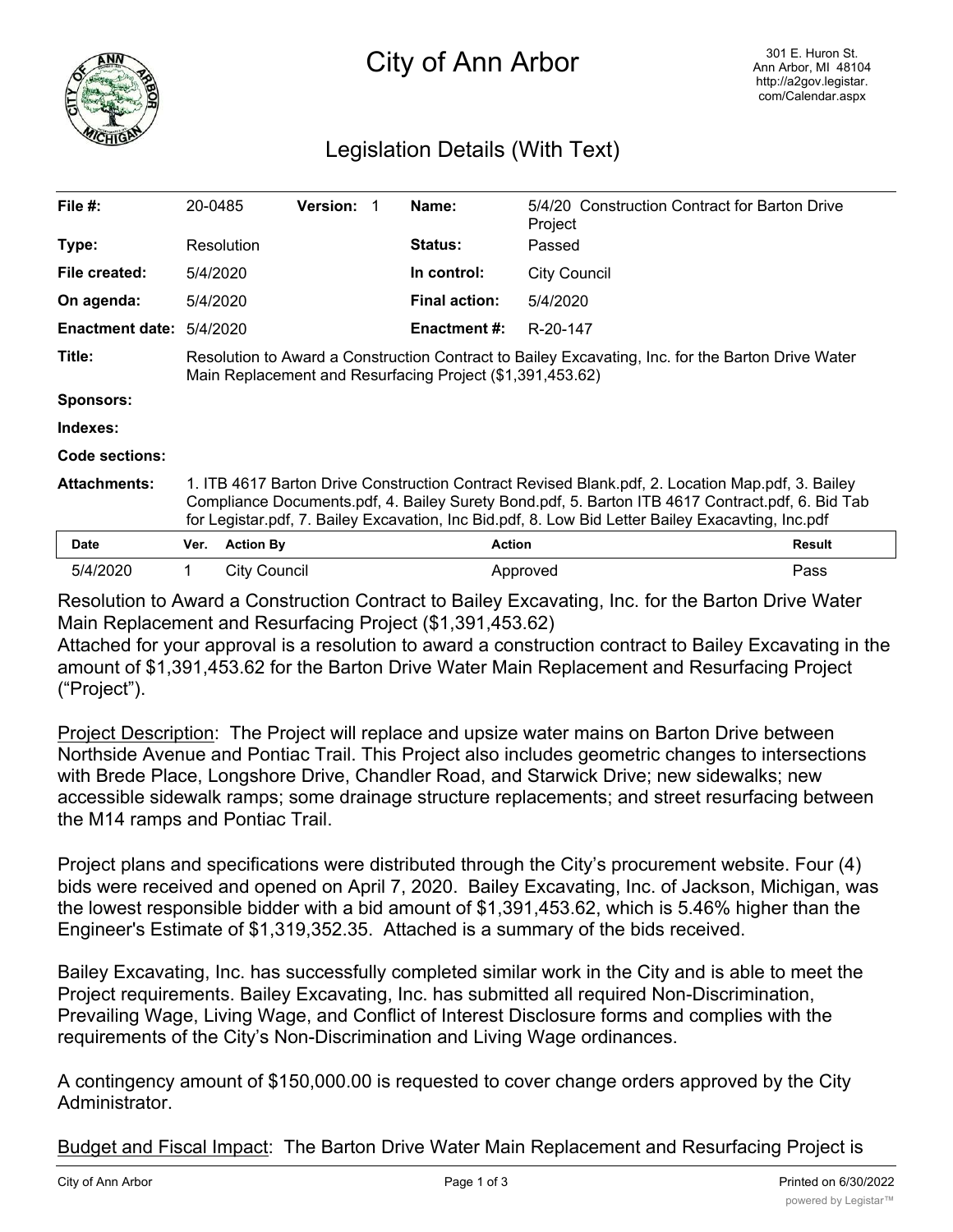# City of Ann Arbor

301 E. Huron St.
Ann Arbor, MI 48104
http://a2gov.legistar.com/Calendar.aspx

## Legislation Details (With Text)

| | | | | | |
|---|---|---|---|---|---|
| **File #:** | 20-0485 | **Version:** 1 | **Name:** | 5/4/20 Construction Contract for Barton Drive Project |
| **Type:** | Resolution | | **Status:** | Passed |
| **File created:** | 5/4/2020 | | **In control:** | City Council |
| **On agenda:** | 5/4/2020 | | **Final action:** | 5/4/2020 |
| **Enactment date:** | 5/4/2020 | | **Enactment #:** | R-20-147 |

**Title:** Resolution to Award a Construction Contract to Bailey Excavating, Inc. for the Barton Drive Water Main Replacement and Resurfacing Project ($1,391,453.62)

**Sponsors:**

**Indexes:**

**Code sections:**

**Attachments:** 1. ITB 4617 Barton Drive Construction Contract Revised Blank.pdf, 2. Location Map.pdf, 3. Bailey Compliance Documents.pdf, 4. Bailey Surety Bond.pdf, 5. Barton ITB 4617 Contract.pdf, 6. Bid Tab for Legistar.pdf, 7. Bailey Excavation, Inc Bid.pdf, 8. Low Bid Letter Bailey Exacavting, Inc.pdf

| Date | Ver. | Action By | Action | Result |
|---|---|---|---|---|
| 5/4/2020 | 1 | City Council | Approved | Pass |

Resolution to Award a Construction Contract to Bailey Excavating, Inc. for the Barton Drive Water Main Replacement and Resurfacing Project ($1,391,453.62)

Attached for your approval is a resolution to award a construction contract to Bailey Excavating in the amount of $1,391,453.62 for the Barton Drive Water Main Replacement and Resurfacing Project ("Project").

Project Description: The Project will replace and upsize water mains on Barton Drive between Northside Avenue and Pontiac Trail. This Project also includes geometric changes to intersections with Brede Place, Longshore Drive, Chandler Road, and Starwick Drive; new sidewalks; new accessible sidewalk ramps; some drainage structure replacements; and street resurfacing between the M14 ramps and Pontiac Trail.

Project plans and specifications were distributed through the City's procurement website. Four (4) bids were received and opened on April 7, 2020. Bailey Excavating, Inc. of Jackson, Michigan, was the lowest responsible bidder with a bid amount of $1,391,453.62, which is 5.46% higher than the Engineer's Estimate of $1,319,352.35. Attached is a summary of the bids received.

Bailey Excavating, Inc. has successfully completed similar work in the City and is able to meet the Project requirements. Bailey Excavating, Inc. has submitted all required Non-Discrimination, Prevailing Wage, Living Wage, and Conflict of Interest Disclosure forms and complies with the requirements of the City's Non-Discrimination and Living Wage ordinances.

A contingency amount of $150,000.00 is requested to cover change orders approved by the City Administrator.

Budget and Fiscal Impact: The Barton Drive Water Main Replacement and Resurfacing Project is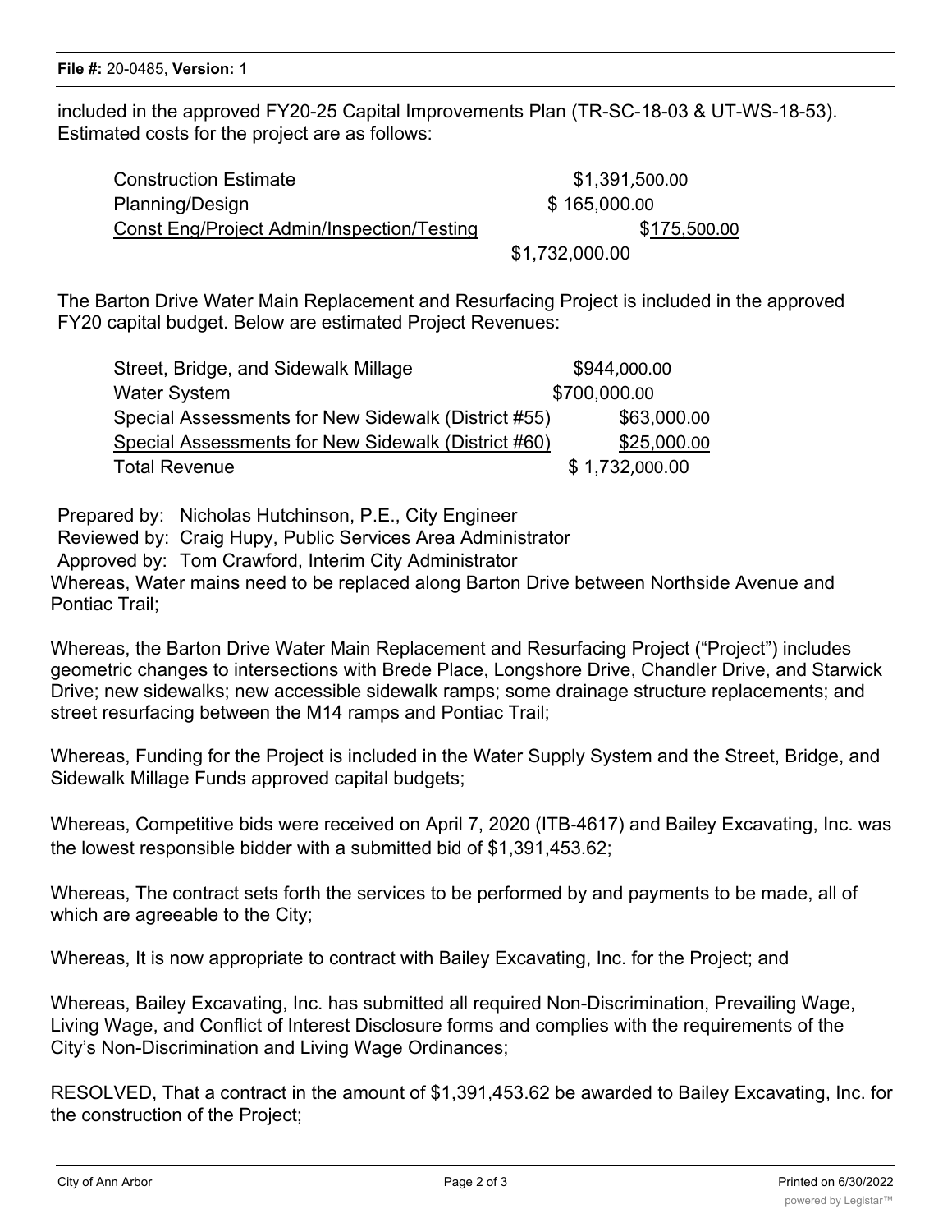included in the approved FY20-25 Capital Improvements Plan (TR-SC-18-03 & UT-WS-18-53). Estimated costs for the project are as follows:

| | |
|---|---|
| Construction Estimate | \$1,391,500.00 |
| Planning/Design | \$ 165,000.00 |
| Const Eng/Project Admin/Inspection/Testing | \$175,500.00 |
| | \$1,732,000.00 |

The Barton Drive Water Main Replacement and Resurfacing Project is included in the approved FY20 capital budget. Below are estimated Project Revenues:

| | |
|---|---|
| Street, Bridge, and Sidewalk Millage | \$944,000.00 |
| Water System | \$700,000.00 |
| Special Assessments for New Sidewalk (District #55) | \$63,000.00 |
| Special Assessments for New Sidewalk (District #60) | \$25,000.00 |
| Total Revenue | \$ 1,732,000.00 |

Prepared by: Nicholas Hutchinson, P.E., City Engineer
Reviewed by: Craig Hupy, Public Services Area Administrator
Approved by: Tom Crawford, Interim City Administrator

Whereas, Water mains need to be replaced along Barton Drive between Northside Avenue and Pontiac Trail;

Whereas, the Barton Drive Water Main Replacement and Resurfacing Project ("Project") includes geometric changes to intersections with Brede Place, Longshore Drive, Chandler Drive, and Starwick Drive; new sidewalks; new accessible sidewalk ramps; some drainage structure replacements; and street resurfacing between the M14 ramps and Pontiac Trail;

Whereas, Funding for the Project is included in the Water Supply System and the Street, Bridge, and Sidewalk Millage Funds approved capital budgets;

Whereas, Competitive bids were received on April 7, 2020 (ITB-4617) and Bailey Excavating, Inc. was the lowest responsible bidder with a submitted bid of \$1,391,453.62;

Whereas, The contract sets forth the services to be performed by and payments to be made, all of which are agreeable to the City;

Whereas, It is now appropriate to contract with Bailey Excavating, Inc. for the Project; and

Whereas, Bailey Excavating, Inc. has submitted all required Non-Discrimination, Prevailing Wage, Living Wage, and Conflict of Interest Disclosure forms and complies with the requirements of the City's Non-Discrimination and Living Wage Ordinances;

RESOLVED, That a contract in the amount of \$1,391,453.62 be awarded to Bailey Excavating, Inc. for the construction of the Project;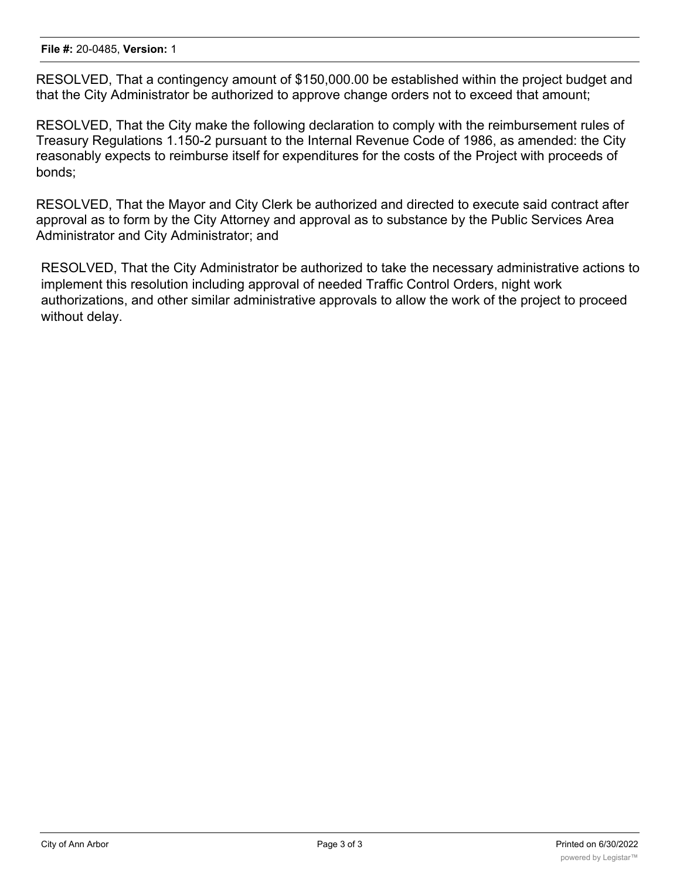RESOLVED, That a contingency amount of $150,000.00 be established within the project budget and that the City Administrator be authorized to approve change orders not to exceed that amount;

RESOLVED, That the City make the following declaration to comply with the reimbursement rules of Treasury Regulations 1.150-2 pursuant to the Internal Revenue Code of 1986, as amended: the City reasonably expects to reimburse itself for expenditures for the costs of the Project with proceeds of bonds;

RESOLVED, That the Mayor and City Clerk be authorized and directed to execute said contract after approval as to form by the City Attorney and approval as to substance by the Public Services Area Administrator and City Administrator; and

RESOLVED, That the City Administrator be authorized to take the necessary administrative actions to implement this resolution including approval of needed Traffic Control Orders, night work authorizations, and other similar administrative approvals to allow the work of the project to proceed without delay.